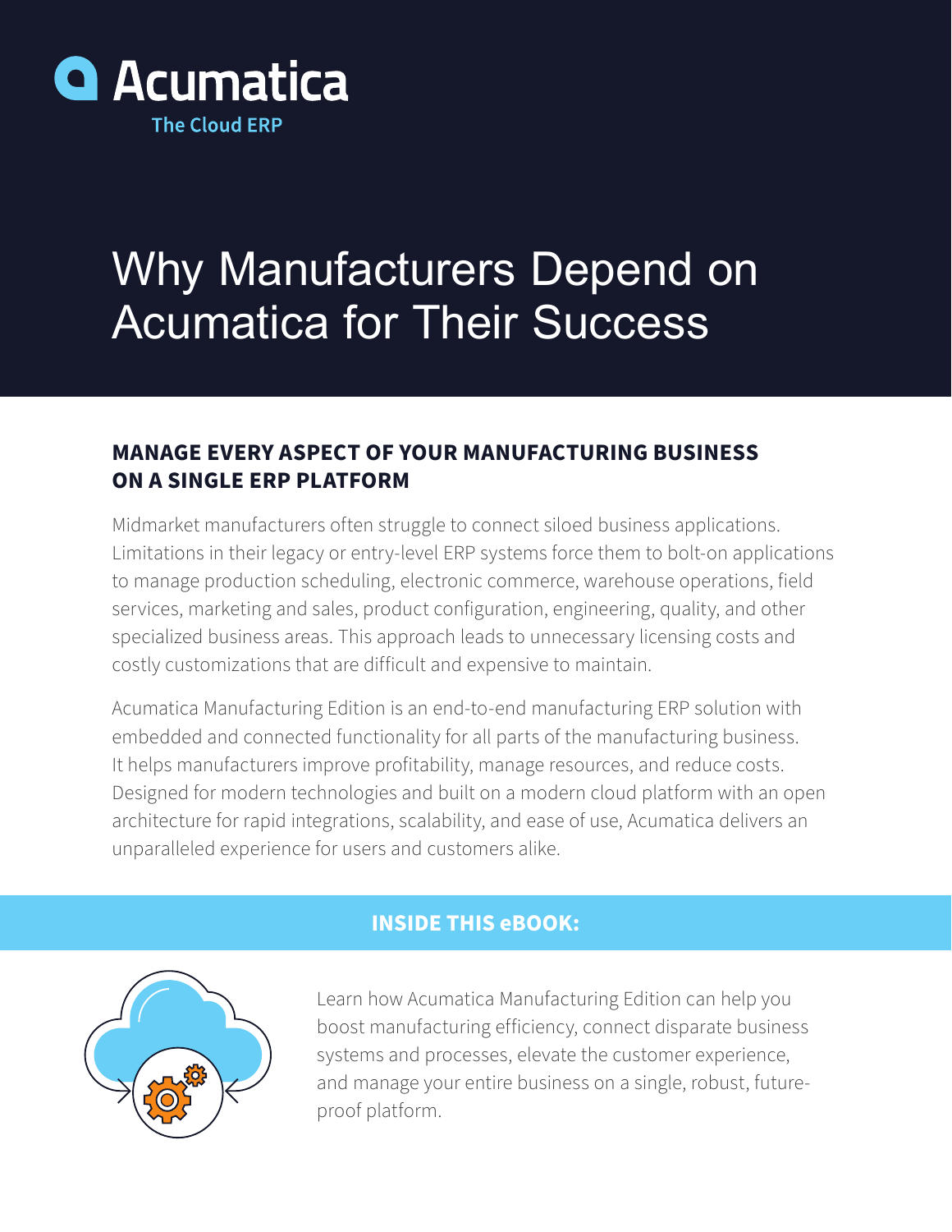Acumatica

The Cloud ERP

# Why Manufacturers Depend on Acumatica for Their Success

## MANAGE EVERY ASPECT OF YOUR MANUFACTURING BUSINESS ON A SINGLE ERP PLATFORM

Midmarket manufacturers often struggle to connect siloed business applications. Limitations in their legacy or entry-level ERP systems force them to bolt-on applications to manage production scheduling, electronic commerce, warehouse operations, field services, marketing and sales, product configuration, engineering, quality, and other specialized business areas. This approach leads to unnecessary licensing costs and costly customizations that are difficult and expensive to maintain.

Acumatica Manufacturing Edition is an end-to-end manufacturing ERP solution with embedded and connected functionality for all parts of the manufacturing business. It helps manufacturers improve profitability, manage resources, and reduce costs. Designed for modern technologies and built on a modern cloud platform with an open architecture for rapid integrations, scalability, and ease of use, Acumatica delivers an unparalleled experience for users and customers alike.

## INSIDE THIS eBOOK:

Learn how Acumatica Manufacturing Edition can help you boost manufacturing efficiency, connect disparate business systems and processes, elevate the customer experience, and manage your entire business on a single, robust, future-proof platform.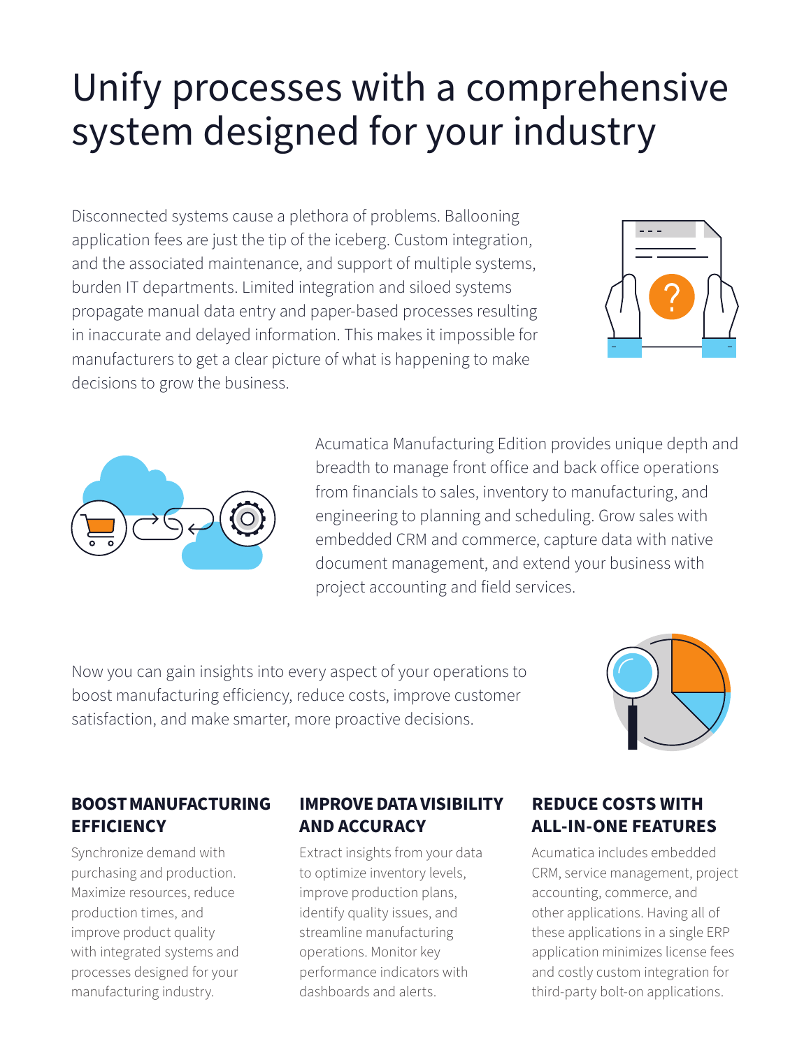# Unify processes with a comprehensive system designed for your industry

Disconnected systems cause a plethora of problems. Ballooning application fees are just the tip of the iceberg. Custom integration, and the associated maintenance, and support of multiple systems, burden IT departments. Limited integration and siloed systems propagate manual data entry and paper-based processes resulting in inaccurate and delayed information. This makes it impossible for manufacturers to get a clear picture of what is happening to make decisions to grow the business.

Acumatica Manufacturing Edition provides unique depth and breadth to manage front office and back office operations from financials to sales, inventory to manufacturing, and engineering to planning and scheduling. Grow sales with embedded CRM and commerce, capture data with native document management, and extend your business with project accounting and field services.

Now you can gain insights into every aspect of your operations to boost manufacturing efficiency, reduce costs, improve customer satisfaction, and make smarter, more proactive decisions.

### BOOST MANUFACTURING EFFICIENCY

Synchronize demand with purchasing and production. Maximize resources, reduce production times, and improve product quality with integrated systems and processes designed for your manufacturing industry.

### IMPROVE DATA VISIBILITY AND ACCURACY

Extract insights from your data to optimize inventory levels, improve production plans, identify quality issues, and streamline manufacturing operations. Monitor key performance indicators with dashboards and alerts.

### REDUCE COSTS WITH ALL-IN-ONE FEATURES

Acumatica includes embedded CRM, service management, project accounting, commerce, and other applications. Having all of these applications in a single ERP application minimizes license fees and costly custom integration for third-party bolt-on applications.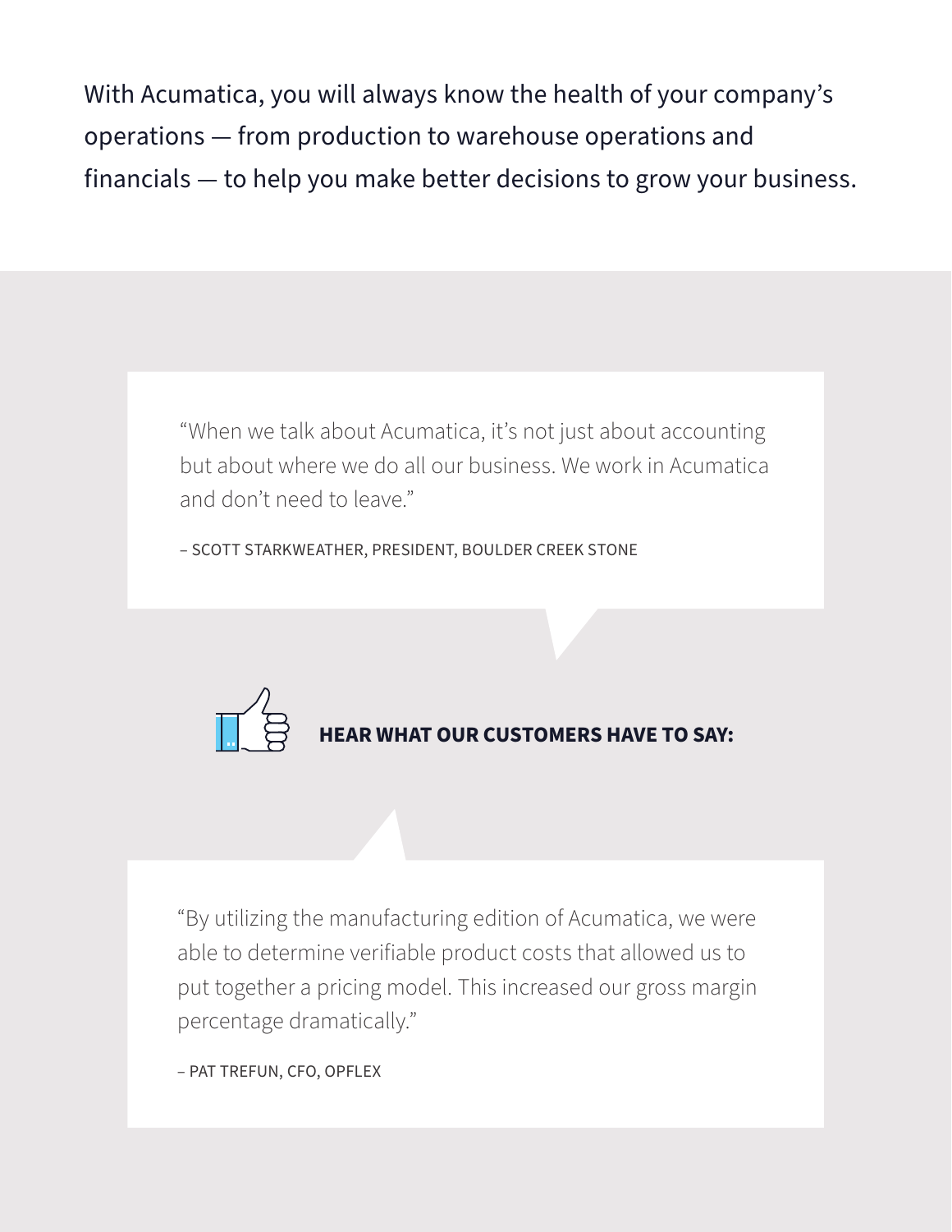With Acumatica, you will always know the health of your company's operations — from production to warehouse operations and financials — to help you make better decisions to grow your business.

> "When we talk about Acumatica, it's not just about accounting but about where we do all our business. We work in Acumatica and don't need to leave."
>
> – SCOTT STARKWEATHER, PRESIDENT, BOULDER CREEK STONE

**HEAR WHAT OUR CUSTOMERS HAVE TO SAY:**

> "By utilizing the manufacturing edition of Acumatica, we were able to determine verifiable product costs that allowed us to put together a pricing model. This increased our gross margin percentage dramatically."
>
> – PAT TREFUN, CFO, OPFLEX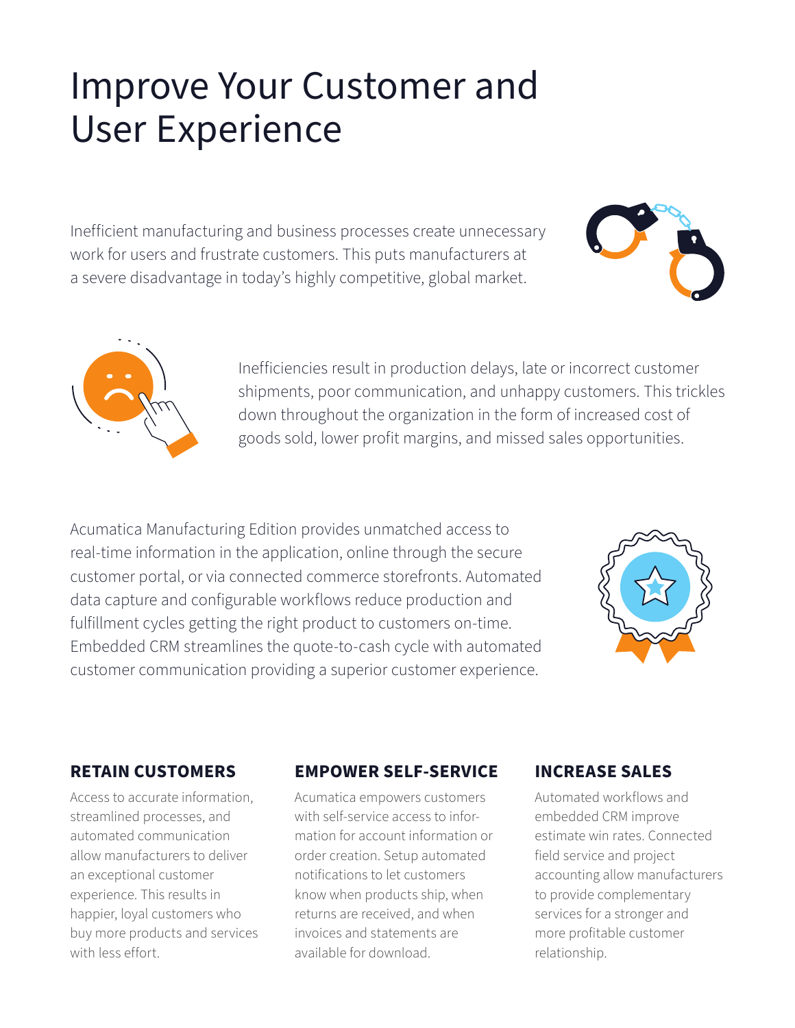# Improve Your Customer and User Experience

Inefficient manufacturing and business processes create unnecessary work for users and frustrate customers. This puts manufacturers at a severe disadvantage in today's highly competitive, global market.

Inefficiencies result in production delays, late or incorrect customer shipments, poor communication, and unhappy customers. This trickles down throughout the organization in the form of increased cost of goods sold, lower profit margins, and missed sales opportunities.

Acumatica Manufacturing Edition provides unmatched access to real-time information in the application, online through the secure customer portal, or via connected commerce storefronts. Automated data capture and configurable workflows reduce production and fulfillment cycles getting the right product to customers on-time. Embedded CRM streamlines the quote-to-cash cycle with automated customer communication providing a superior customer experience.

### RETAIN CUSTOMERS

Access to accurate information, streamlined processes, and automated communication allow manufacturers to deliver an exceptional customer experience. This results in happier, loyal customers who buy more products and services with less effort.

### EMPOWER SELF-SERVICE

Acumatica empowers customers with self-service access to information for account information or order creation. Setup automated notifications to let customers know when products ship, when returns are received, and when invoices and statements are available for download.

### INCREASE SALES

Automated workflows and embedded CRM improve estimate win rates. Connected field service and project accounting allow manufacturers to provide complementary services for a stronger and more profitable customer relationship.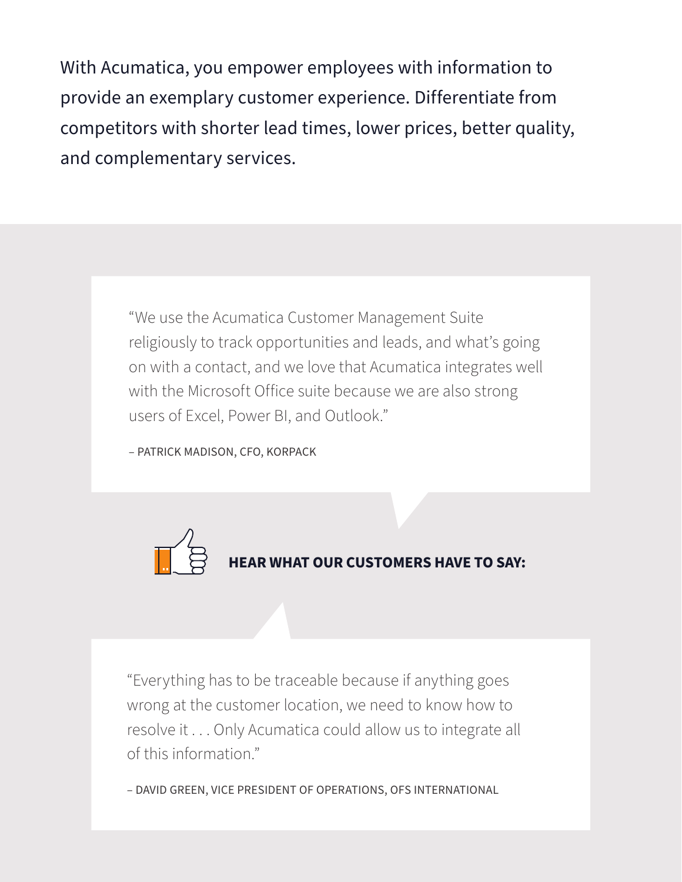With Acumatica, you empower employees with information to provide an exemplary customer experience. Differentiate from competitors with shorter lead times, lower prices, better quality, and complementary services.

> "We use the Acumatica Customer Management Suite religiously to track opportunities and leads, and what's going on with a contact, and we love that Acumatica integrates well with the Microsoft Office suite because we are also strong users of Excel, Power BI, and Outlook."
>
> – PATRICK MADISON, CFO, KORPACK

**HEAR WHAT OUR CUSTOMERS HAVE TO SAY:**

> "Everything has to be traceable because if anything goes wrong at the customer location, we need to know how to resolve it . . . Only Acumatica could allow us to integrate all of this information."
>
> – DAVID GREEN, VICE PRESIDENT OF OPERATIONS, OFS INTERNATIONAL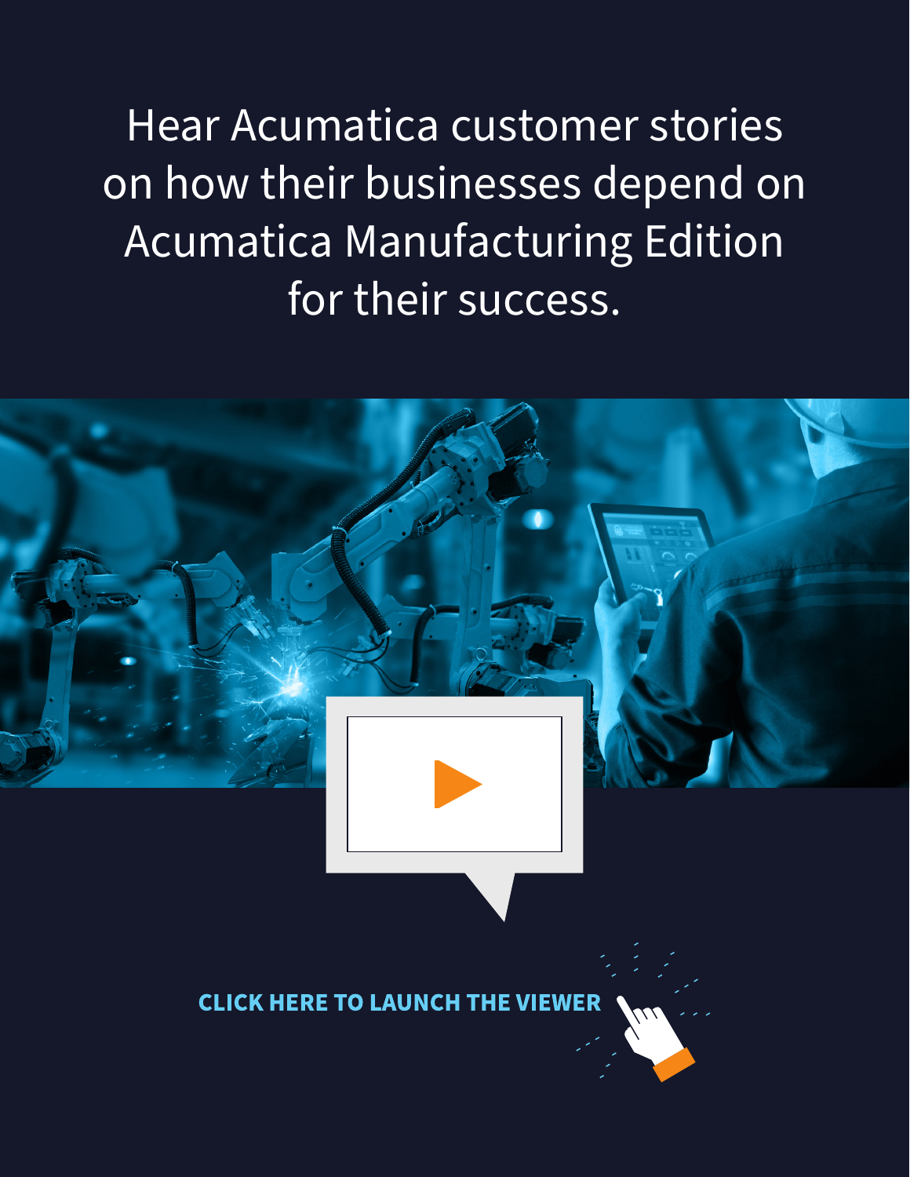Hear Acumatica customer stories on how their businesses depend on Acumatica Manufacturing Edition for their success.

**CLICK HERE TO LAUNCH THE VIEWER**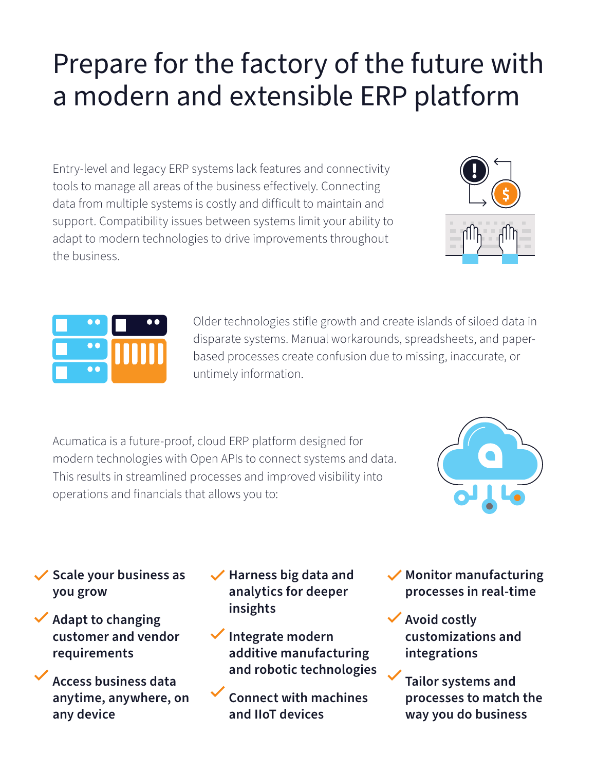# Prepare for the factory of the future with a modern and extensible ERP platform

Entry-level and legacy ERP systems lack features and connectivity tools to manage all areas of the business effectively. Connecting data from multiple systems is costly and difficult to maintain and support. Compatibility issues between systems limit your ability to adapt to modern technologies to drive improvements throughout the business.

Older technologies stifle growth and create islands of siloed data in disparate systems. Manual workarounds, spreadsheets, and paper-based processes create confusion due to missing, inaccurate, or untimely information.

Acumatica is a future-proof, cloud ERP platform designed for modern technologies with Open APIs to connect systems and data. This results in streamlined processes and improved visibility into operations and financials that allows you to:

- **Scale your business as you grow**
- **Adapt to changing customer and vendor requirements**
- **Access business data anytime, anywhere, on any device**
- **Harness big data and analytics for deeper insights**
- **Integrate modern additive manufacturing and robotic technologies**
- **Connect with machines and IIoT devices**
- **Monitor manufacturing processes in real-time**
- **Avoid costly customizations and integrations**
- **Tailor systems and processes to match the way you do business**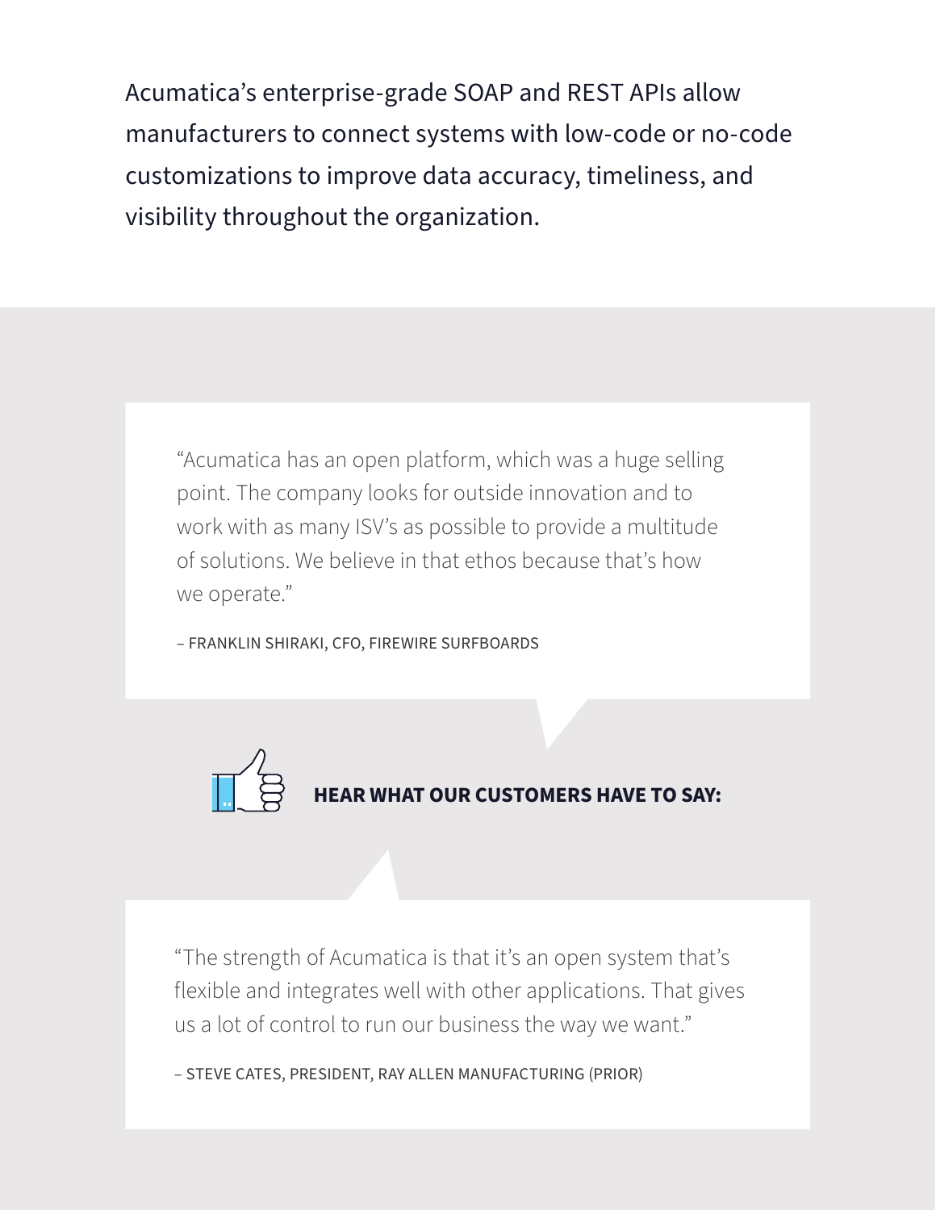Acumatica's enterprise-grade SOAP and REST APIs allow manufacturers to connect systems with low-code or no-code customizations to improve data accuracy, timeliness, and visibility throughout the organization.

> "Acumatica has an open platform, which was a huge selling point. The company looks for outside innovation and to work with as many ISV's as possible to provide a multitude of solutions. We believe in that ethos because that's how we operate."
>
> – FRANKLIN SHIRAKI, CFO, FIREWIRE SURFBOARDS

**HEAR WHAT OUR CUSTOMERS HAVE TO SAY:**

> "The strength of Acumatica is that it's an open system that's flexible and integrates well with other applications. That gives us a lot of control to run our business the way we want."
>
> – STEVE CATES, PRESIDENT, RAY ALLEN MANUFACTURING (PRIOR)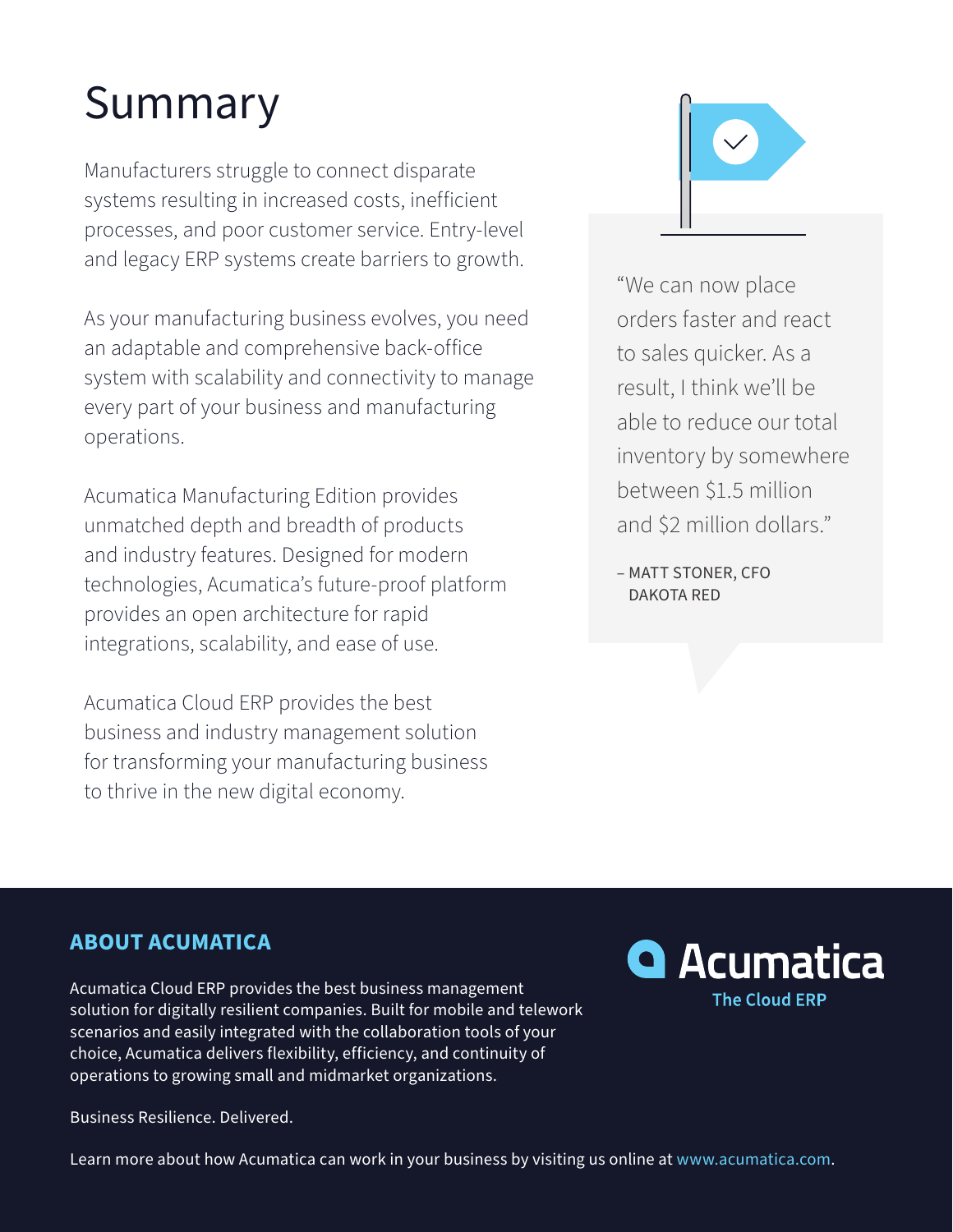# Summary

Manufacturers struggle to connect disparate systems resulting in increased costs, inefficient processes, and poor customer service. Entry-level and legacy ERP systems create barriers to growth.

As your manufacturing business evolves, you need an adaptable and comprehensive back-office system with scalability and connectivity to manage every part of your business and manufacturing operations.

Acumatica Manufacturing Edition provides unmatched depth and breadth of products and industry features. Designed for modern technologies, Acumatica's future-proof platform provides an open architecture for rapid integrations, scalability, and ease of use.

Acumatica Cloud ERP provides the best business and industry management solution for transforming your manufacturing business to thrive in the new digital economy.

> "We can now place orders faster and react to sales quicker. As a result, I think we'll be able to reduce our total inventory by somewhere between $1.5 million and $2 million dollars."
>
> – MATT STONER, CFO
> DAKOTA RED

## ABOUT ACUMATICA

Acumatica Cloud ERP provides the best business management solution for digitally resilient companies. Built for mobile and telework scenarios and easily integrated with the collaboration tools of your choice, Acumatica delivers flexibility, efficiency, and continuity of operations to growing small and midmarket organizations.

Business Resilience. Delivered.

Learn more about how Acumatica can work in your business by visiting us online at www.acumatica.com.

Acumatica
The Cloud ERP